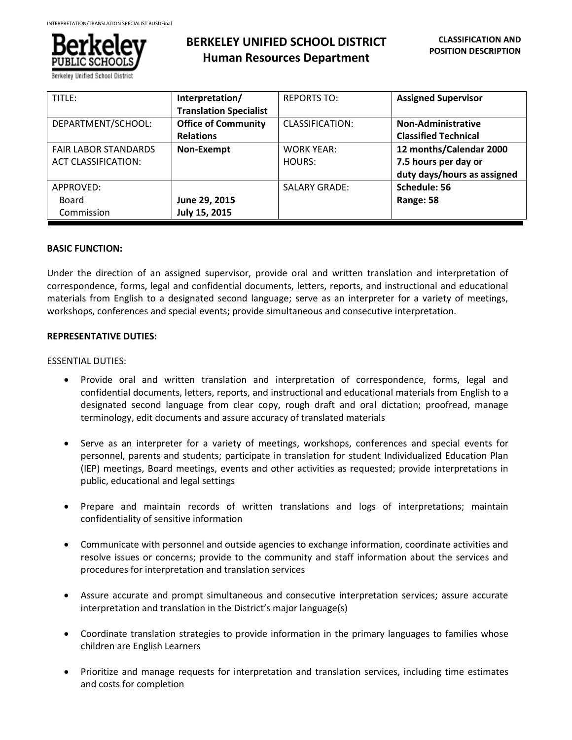# BERKELEY UNIFIED SCHOOL DISTRICT
## Human Resources Department

**CLASSIFICATION AND POSITION DESCRIPTION**

| TITLE: | **Interpretation/ Translation Specialist** | REPORTS TO: | **Assigned Supervisor** |
|---|---|---|---|
| DEPARTMENT/SCHOOL: | **Office of Community Relations** | CLASSIFICATION: | **Non-Administrative Classified Technical** |
| FAIR LABOR STANDARDS ACT CLASSIFICATION: | **Non-Exempt** | WORK YEAR: HOURS: | **12 months/Calendar 2000 7.5 hours per day or duty days/hours as assigned** |
| APPROVED: Board Commission | **June 29, 2015 July 15, 2015** | SALARY GRADE: | **Schedule: 56 Range: 58** |

**BASIC FUNCTION:**

Under the direction of an assigned supervisor, provide oral and written translation and interpretation of correspondence, forms, legal and confidential documents, letters, reports, and instructional and educational materials from English to a designated second language; serve as an interpreter for a variety of meetings, workshops, conferences and special events; provide simultaneous and consecutive interpretation.

**REPRESENTATIVE DUTIES:**

ESSENTIAL DUTIES:

- Provide oral and written translation and interpretation of correspondence, forms, legal and confidential documents, letters, reports, and instructional and educational materials from English to a designated second language from clear copy, rough draft and oral dictation; proofread, manage terminology, edit documents and assure accuracy of translated materials
- Serve as an interpreter for a variety of meetings, workshops, conferences and special events for personnel, parents and students; participate in translation for student Individualized Education Plan (IEP) meetings, Board meetings, events and other activities as requested; provide interpretations in public, educational and legal settings
- Prepare and maintain records of written translations and logs of interpretations; maintain confidentiality of sensitive information
- Communicate with personnel and outside agencies to exchange information, coordinate activities and resolve issues or concerns; provide to the community and staff information about the services and procedures for interpretation and translation services
- Assure accurate and prompt simultaneous and consecutive interpretation services; assure accurate interpretation and translation in the District's major language(s)
- Coordinate translation strategies to provide information in the primary languages to families whose children are English Learners
- Prioritize and manage requests for interpretation and translation services, including time estimates and costs for completion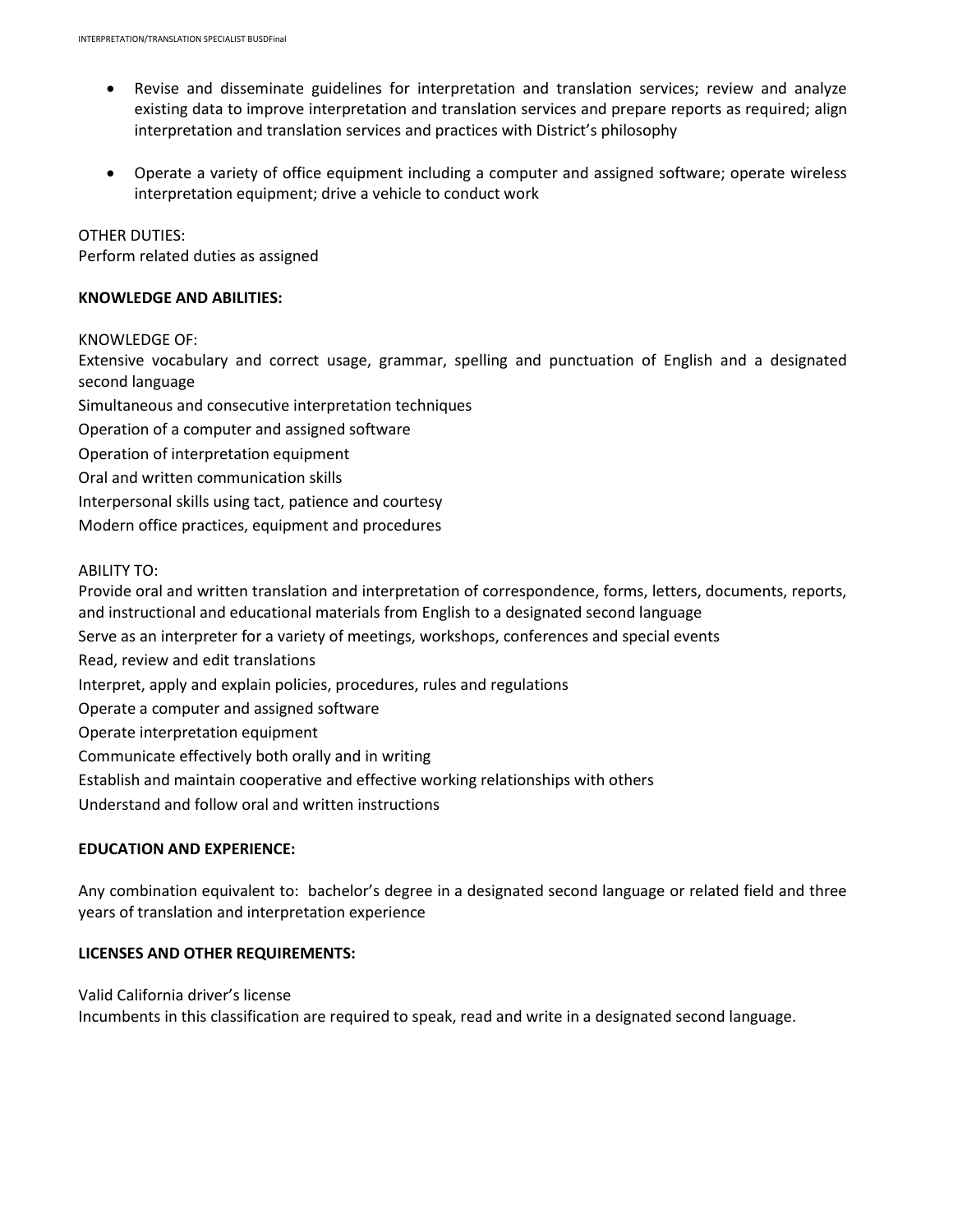- Revise and disseminate guidelines for interpretation and translation services; review and analyze existing data to improve interpretation and translation services and prepare reports as required; align interpretation and translation services and practices with District's philosophy

- Operate a variety of office equipment including a computer and assigned software; operate wireless interpretation equipment; drive a vehicle to conduct work

OTHER DUTIES:
Perform related duties as assigned

**KNOWLEDGE AND ABILITIES:**

KNOWLEDGE OF:
Extensive vocabulary and correct usage, grammar, spelling and punctuation of English and a designated second language
Simultaneous and consecutive interpretation techniques
Operation of a computer and assigned software
Operation of interpretation equipment
Oral and written communication skills
Interpersonal skills using tact, patience and courtesy
Modern office practices, equipment and procedures

ABILITY TO:
Provide oral and written translation and interpretation of correspondence, forms, letters, documents, reports, and instructional and educational materials from English to a designated second language
Serve as an interpreter for a variety of meetings, workshops, conferences and special events
Read, review and edit translations
Interpret, apply and explain policies, procedures, rules and regulations
Operate a computer and assigned software
Operate interpretation equipment
Communicate effectively both orally and in writing
Establish and maintain cooperative and effective working relationships with others
Understand and follow oral and written instructions

**EDUCATION AND EXPERIENCE:**

Any combination equivalent to: bachelor's degree in a designated second language or related field and three years of translation and interpretation experience

**LICENSES AND OTHER REQUIREMENTS:**

Valid California driver's license
Incumbents in this classification are required to speak, read and write in a designated second language.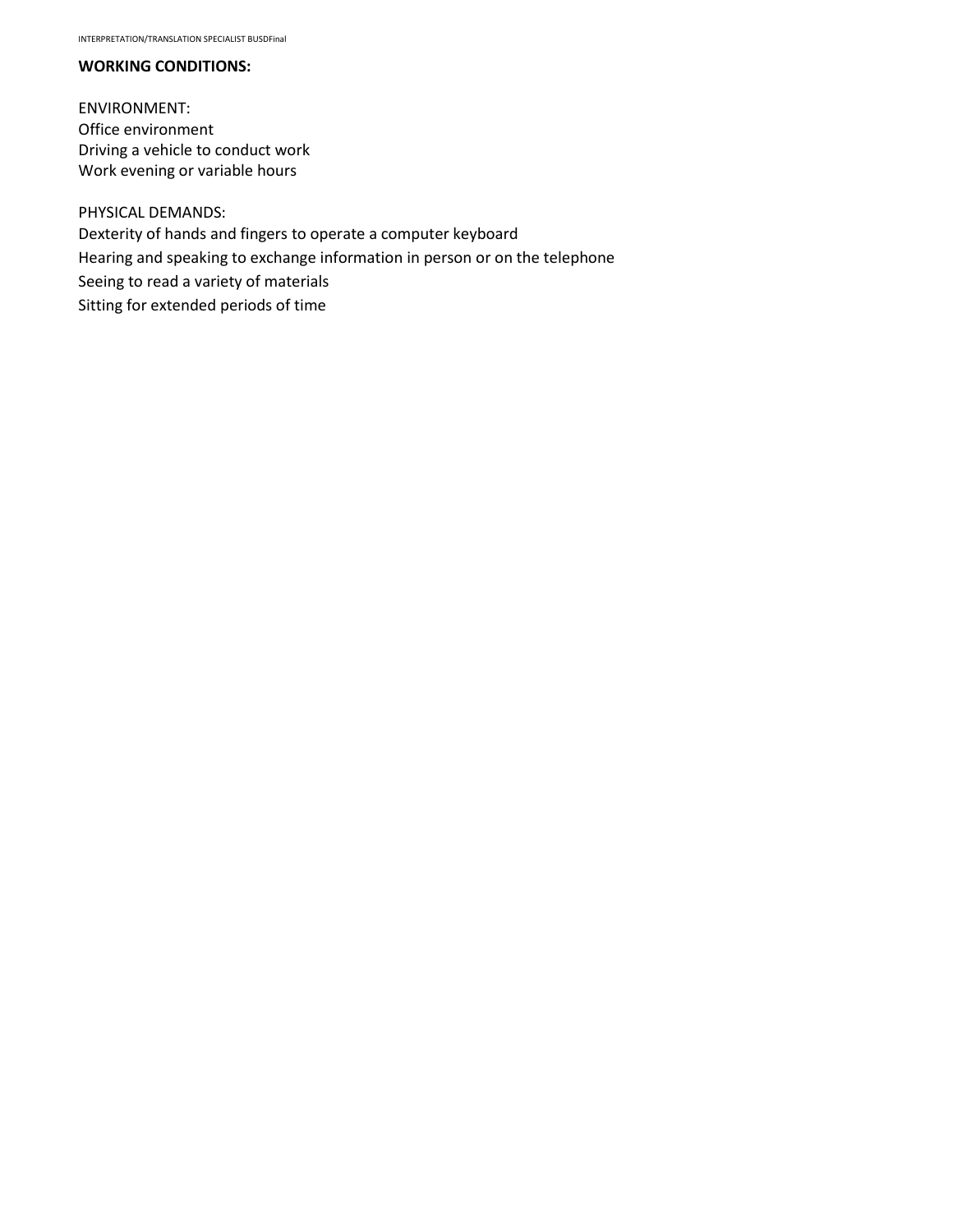**WORKING CONDITIONS:**

ENVIRONMENT:
Office environment
Driving a vehicle to conduct work
Work evening or variable hours

PHYSICAL DEMANDS:
Dexterity of hands and fingers to operate a computer keyboard
Hearing and speaking to exchange information in person or on the telephone
Seeing to read a variety of materials
Sitting for extended periods of time